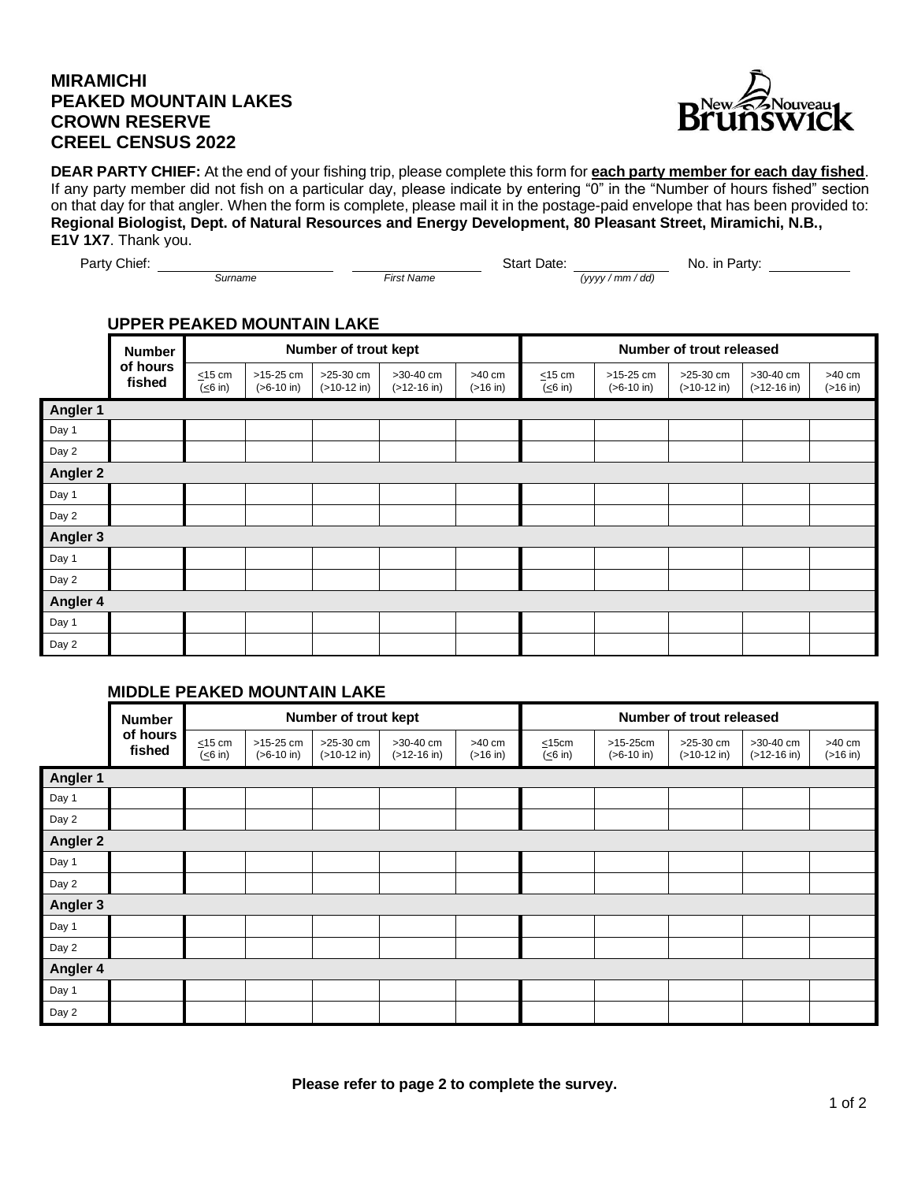# MIRAMICHI
# PEAKED MOUNTAIN LAKES
# CROWN RESERVE
# CREEL CENSUS 2022

**DEAR PARTY CHIEF:** At the end of your fishing trip, please complete this form for **each party member for each day fished**. If any party member did not fish on a particular day, please indicate by entering "0" in the "Number of hours fished" section on that day for that angler. When the form is complete, please mail it in the postage-paid envelope that has been provided to: **Regional Biologist, Dept. of Natural Resources and Energy Development, 80 Pleasant Street, Miramichi, N.B., E1V 1X7**. Thank you.

Party Chief: ____________________ ____________________ Start Date: ______________ No. in Party: ____________
*Surname* *First Name* *(yyyy / mm / dd)*

## UPPER PEAKED MOUNTAIN LAKE

| | Number of hours fished | Number of trout kept | | | | | Number of trout released | | | | |
|---|---|---|---|---|---|---|---|---|---|---|---|
| | | ≤15 cm (≤6 in) | >15-25 cm (>6-10 in) | >25-30 cm (>10-12 in) | >30-40 cm (>12-16 in) | >40 cm (>16 in) | ≤15 cm (≤6 in) | >15-25 cm (>6-10 in) | >25-30 cm (>10-12 in) | >30-40 cm (>12-16 in) | >40 cm (>16 in) |
| **Angler 1** | | | | | | | | | | | |
| Day 1 | | | | | | | | | | | |
| Day 2 | | | | | | | | | | | |
| **Angler 2** | | | | | | | | | | | |
| Day 1 | | | | | | | | | | | |
| Day 2 | | | | | | | | | | | |
| **Angler 3** | | | | | | | | | | | |
| Day 1 | | | | | | | | | | | |
| Day 2 | | | | | | | | | | | |
| **Angler 4** | | | | | | | | | | | |
| Day 1 | | | | | | | | | | | |
| Day 2 | | | | | | | | | | | |

## MIDDLE PEAKED MOUNTAIN LAKE

| | Number of hours fished | Number of trout kept | | | | | Number of trout released | | | | |
|---|---|---|---|---|---|---|---|---|---|---|---|
| | | ≤15 cm (≤6 in) | >15-25 cm (>6-10 in) | >25-30 cm (>10-12 in) | >30-40 cm (>12-16 in) | >40 cm (>16 in) | ≤15cm (≤6 in) | >15-25cm (>6-10 in) | >25-30 cm (>10-12 in) | >30-40 cm (>12-16 in) | >40 cm (>16 in) |
| **Angler 1** | | | | | | | | | | | |
| Day 1 | | | | | | | | | | | |
| Day 2 | | | | | | | | | | | |
| **Angler 2** | | | | | | | | | | | |
| Day 1 | | | | | | | | | | | |
| Day 2 | | | | | | | | | | | |
| **Angler 3** | | | | | | | | | | | |
| Day 1 | | | | | | | | | | | |
| Day 2 | | | | | | | | | | | |
| **Angler 4** | | | | | | | | | | | |
| Day 1 | | | | | | | | | | | |
| Day 2 | | | | | | | | | | | |

**Please refer to page 2 to complete the survey.**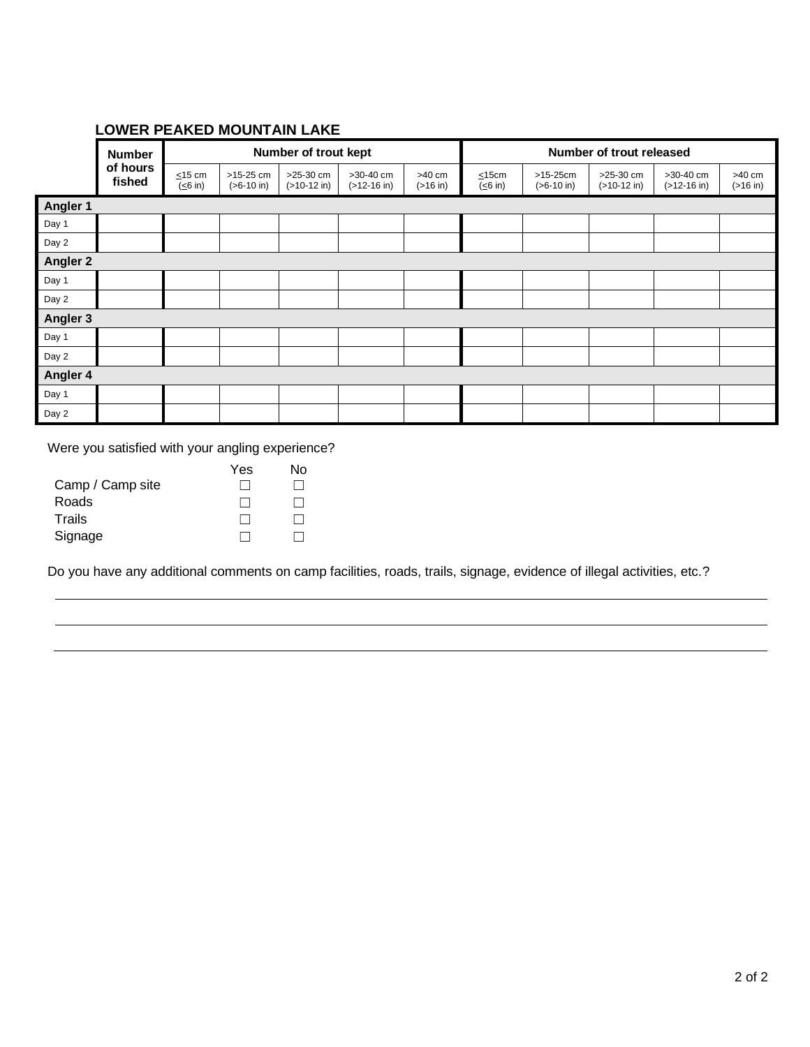## LOWER PEAKED MOUNTAIN LAKE

| | Number of hours fished | Number of trout kept | | | | | Number of trout released | | | | |
|---|---|---|---|---|---|---|---|---|---|---|---|
| | | ≤15 cm (≤6 in) | >15-25 cm (>6-10 in) | >25-30 cm (>10-12 in) | >30-40 cm (>12-16 in) | >40 cm (>16 in) | ≤15cm (≤6 in) | >15-25cm (>6-10 in) | >25-30 cm (>10-12 in) | >30-40 cm (>12-16 in) | >40 cm (>16 in) |
| **Angler 1** | | | | | | | | | | | |
| Day 1 | | | | | | | | | | | |
| Day 2 | | | | | | | | | | | |
| **Angler 2** | | | | | | | | | | | |
| Day 1 | | | | | | | | | | | |
| Day 2 | | | | | | | | | | | |
| **Angler 3** | | | | | | | | | | | |
| Day 1 | | | | | | | | | | | |
| Day 2 | | | | | | | | | | | |
| **Angler 4** | | | | | | | | | | | |
| Day 1 | | | | | | | | | | | |
| Day 2 | | | | | | | | | | | |

Were you satisfied with your angling experience?

| | Yes | No |
|---|---|---|
| Camp / Camp site | ☐ | ☐ |
| Roads | ☐ | ☐ |
| Trails | ☐ | ☐ |
| Signage | ☐ | ☐ |

Do you have any additional comments on camp facilities, roads, trails, signage, evidence of illegal activities, etc.?

\_\_\_\_\_\_\_\_\_\_\_\_\_\_\_\_\_\_\_\_\_\_\_\_\_\_\_\_\_\_\_\_\_\_\_\_\_\_\_\_\_\_\_\_\_\_\_\_\_\_\_\_\_\_\_\_\_\_\_\_\_\_\_\_\_\_\_\_\_\_\_\_\_\_\_\_\_\_

\_\_\_\_\_\_\_\_\_\_\_\_\_\_\_\_\_\_\_\_\_\_\_\_\_\_\_\_\_\_\_\_\_\_\_\_\_\_\_\_\_\_\_\_\_\_\_\_\_\_\_\_\_\_\_\_\_\_\_\_\_\_\_\_\_\_\_\_\_\_\_\_\_\_\_\_\_\_

\_\_\_\_\_\_\_\_\_\_\_\_\_\_\_\_\_\_\_\_\_\_\_\_\_\_\_\_\_\_\_\_\_\_\_\_\_\_\_\_\_\_\_\_\_\_\_\_\_\_\_\_\_\_\_\_\_\_\_\_\_\_\_\_\_\_\_\_\_\_\_\_\_\_\_\_\_\_